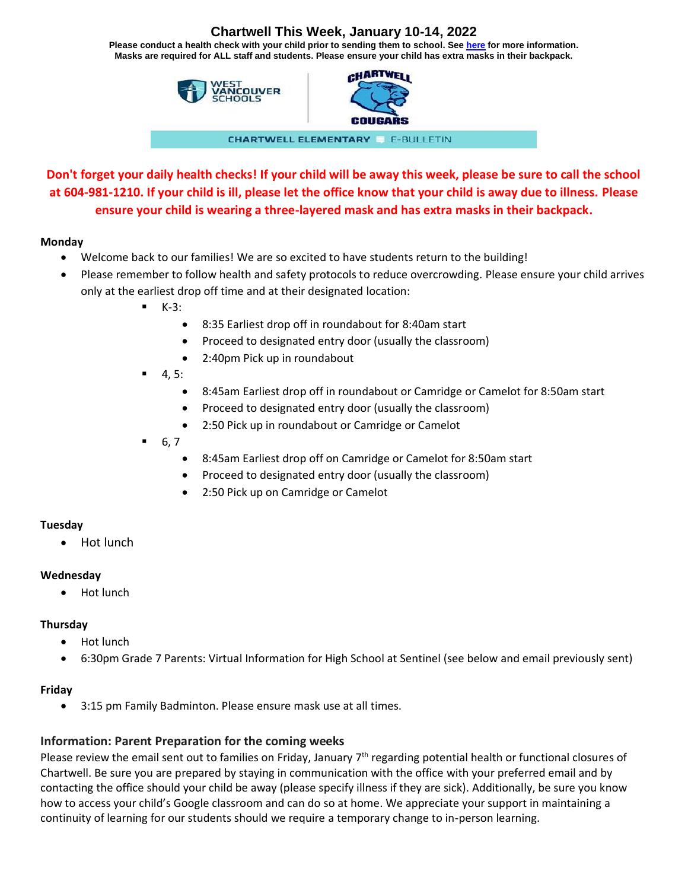# Chartwell This Week, January 10-14, 2022

**Please conduct a health check with your child prior to sending them to school. See [here](#) for more information.**
**Masks are required for ALL staff and students. Please ensure your child has extra masks in their backpack.**

WEST VANCOUVER SCHOOLS

CHARTWELL COUGARS

CHARTWELL ELEMENTARY E-BULLETIN

**Don't forget your daily health checks! If your child will be away this week, please be sure to call the school at 604-981-1210. If your child is ill, please let the office know that your child is away due to illness. Please ensure your child is wearing a three-layered mask and has extra masks in their backpack.**

**Monday**

- Welcome back to our families! We are so excited to have students return to the building!
- Please remember to follow health and safety protocols to reduce overcrowding. Please ensure your child arrives only at the earliest drop off time and at their designated location:
  - K-3:
    - 8:35 Earliest drop off in roundabout for 8:40am start
    - Proceed to designated entry door (usually the classroom)
    - 2:40pm Pick up in roundabout
  - 4, 5:
    - 8:45am Earliest drop off in roundabout or Camridge or Camelot for 8:50am start
    - Proceed to designated entry door (usually the classroom)
    - 2:50 Pick up in roundabout or Camridge or Camelot
  - 6, 7
    - 8:45am Earliest drop off on Camridge or Camelot for 8:50am start
    - Proceed to designated entry door (usually the classroom)
    - 2:50 Pick up on Camridge or Camelot

**Tuesday**

- Hot lunch

**Wednesday**

- Hot lunch

**Thursday**

- Hot lunch
- 6:30pm Grade 7 Parents: Virtual Information for High School at Sentinel (see below and email previously sent)

**Friday**

- 3:15 pm Family Badminton. Please ensure mask use at all times.

## Information: Parent Preparation for the coming weeks

Please review the email sent out to families on Friday, January 7th regarding potential health or functional closures of Chartwell. Be sure you are prepared by staying in communication with the office with your preferred email and by contacting the office should your child be away (please specify illness if they are sick). Additionally, be sure you know how to access your child's Google classroom and can do so at home. We appreciate your support in maintaining a continuity of learning for our students should we require a temporary change to in-person learning.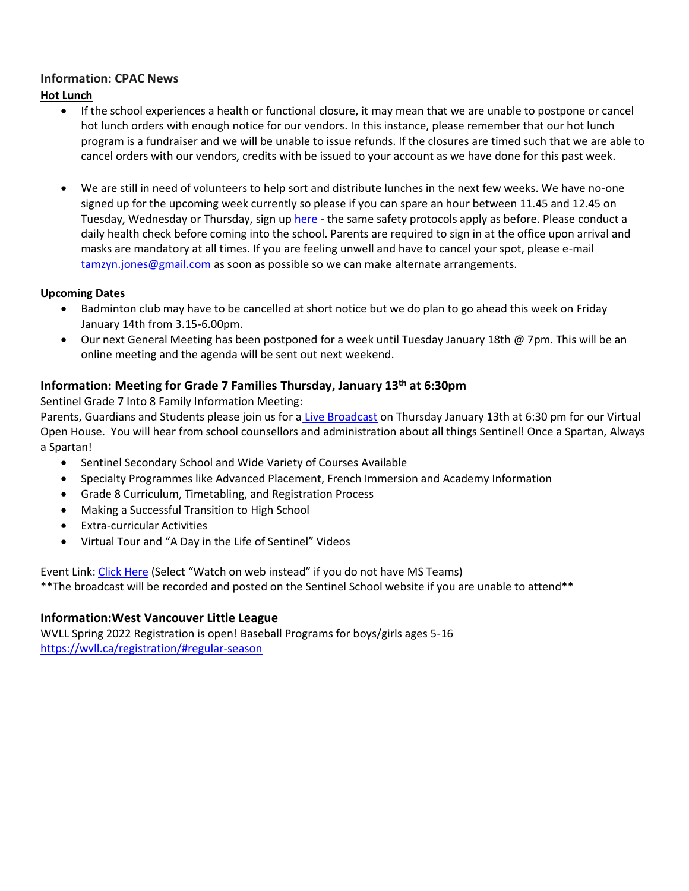### Information: CPAC News

**Hot Lunch**

- If the school experiences a health or functional closure, it may mean that we are unable to postpone or cancel hot lunch orders with enough notice for our vendors. In this instance, please remember that our hot lunch program is a fundraiser and we will be unable to issue refunds. If the closures are timed such that we are able to cancel orders with our vendors, credits with be issued to your account as we have done for this past week.

- We are still in need of volunteers to help sort and distribute lunches in the next few weeks. We have no-one signed up for the upcoming week currently so please if you can spare an hour between 11.45 and 12.45 on Tuesday, Wednesday or Thursday, sign up here - the same safety protocols apply as before. Please conduct a daily health check before coming into the school. Parents are required to sign in at the office upon arrival and masks are mandatory at all times. If you are feeling unwell and have to cancel your spot, please e-mail tamzyn.jones@gmail.com as soon as possible so we can make alternate arrangements.

**Upcoming Dates**

- Badminton club may have to be cancelled at short notice but we do plan to go ahead this week on Friday January 14th from 3.15-6.00pm.
- Our next General Meeting has been postponed for a week until Tuesday January 18th @ 7pm. This will be an online meeting and the agenda will be sent out next weekend.

### Information: Meeting for Grade 7 Families Thursday, January 13th at 6:30pm

Sentinel Grade 7 Into 8 Family Information Meeting:

Parents, Guardians and Students please join us for a Live Broadcast on Thursday January 13th at 6:30 pm for our Virtual Open House. You will hear from school counsellors and administration about all things Sentinel! Once a Spartan, Always a Spartan!

- Sentinel Secondary School and Wide Variety of Courses Available
- Specialty Programmes like Advanced Placement, French Immersion and Academy Information
- Grade 8 Curriculum, Timetabling, and Registration Process
- Making a Successful Transition to High School
- Extra-curricular Activities
- Virtual Tour and "A Day in the Life of Sentinel" Videos

Event Link: Click Here (Select "Watch on web instead" if you do not have MS Teams)

**The broadcast will be recorded and posted on the Sentinel School website if you are unable to attend**

### Information:West Vancouver Little League

WVLL Spring 2022 Registration is open! Baseball Programs for boys/girls ages 5-16

https://wvll.ca/registration/#regular-season